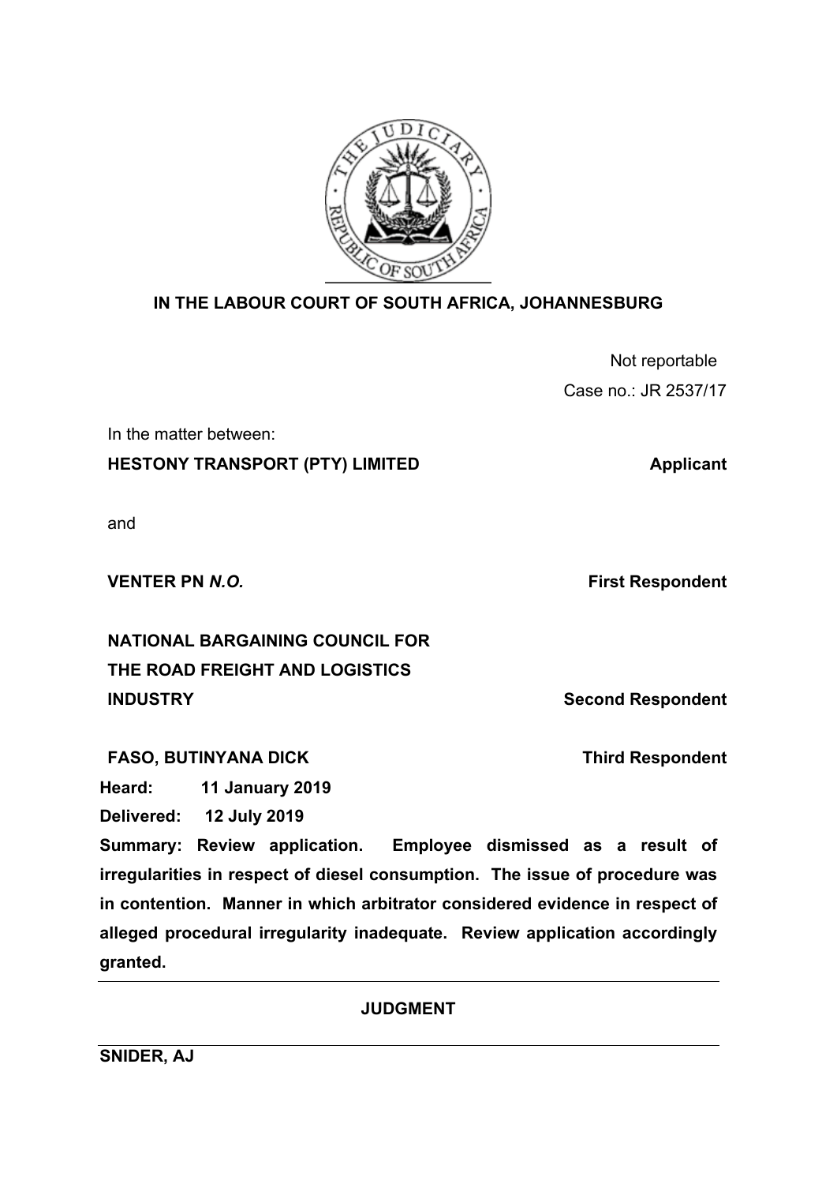**IN THE LABOUR COURT OF SOUTH AFRICA, JOHANNESBURG**

Not reportable

Case no.: JR 2537/17

In the matter between:

**HESTONY TRANSPORT (PTY) LIMITED** **Applicant**

and

**VENTER PN *N.O.*** **First Respondent**

**NATIONAL BARGAINING COUNCIL FOR THE ROAD FREIGHT AND LOGISTICS INDUSTRY** **Second Respondent**

**FASO, BUTINYANA DICK** **Third Respondent**

**Heard: 11 January 2019**

**Delivered: 12 July 2019**

**Summary: Review application. Employee dismissed as a result of irregularities in respect of diesel consumption. The issue of procedure was in contention. Manner in which arbitrator considered evidence in respect of alleged procedural irregularity inadequate. Review application accordingly granted.**

---

**JUDGMENT**

---

**SNIDER, AJ**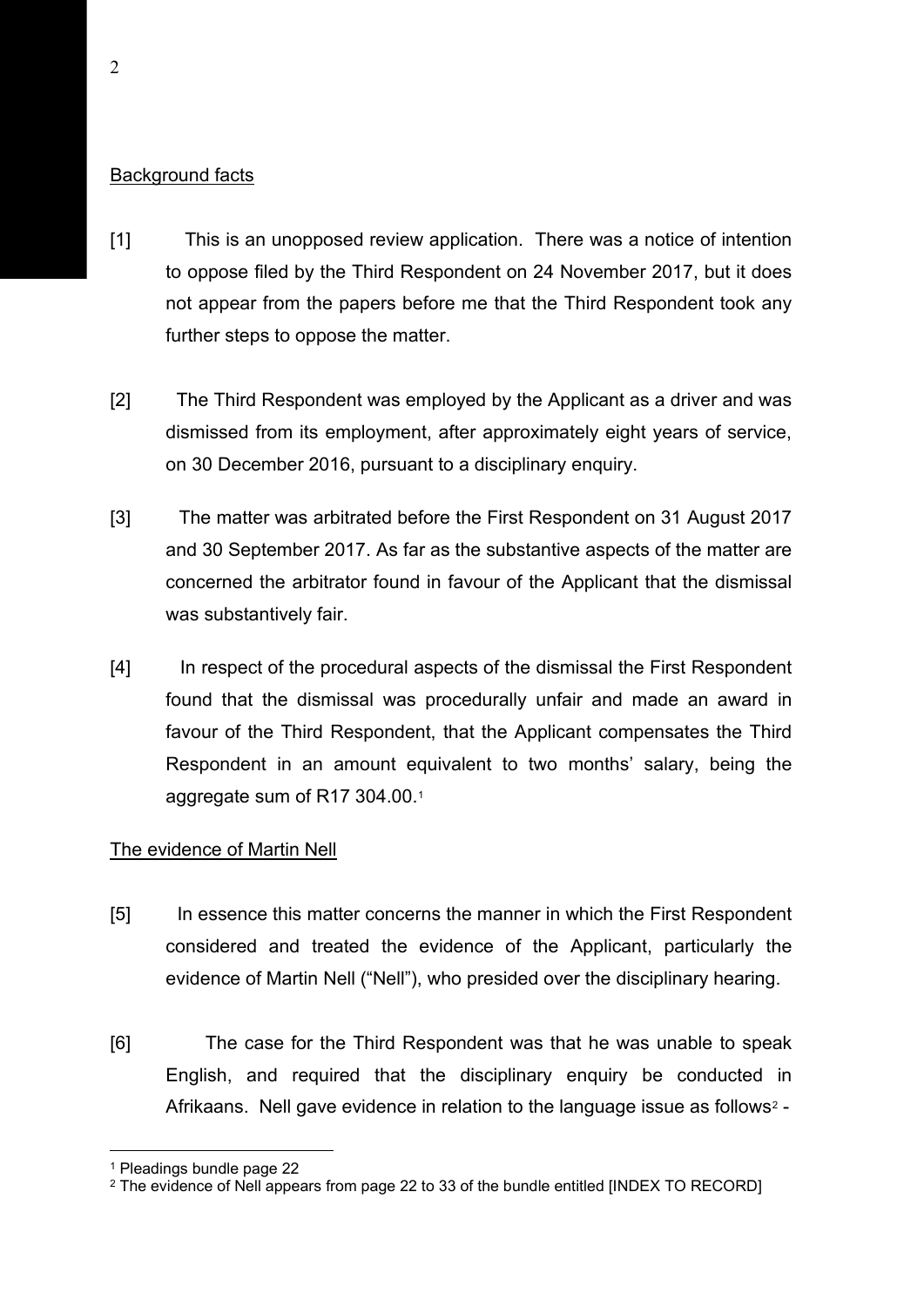## Background facts

[1] This is an unopposed review application. There was a notice of intention to oppose filed by the Third Respondent on 24 November 2017, but it does not appear from the papers before me that the Third Respondent took any further steps to oppose the matter.

[2] The Third Respondent was employed by the Applicant as a driver and was dismissed from its employment, after approximately eight years of service, on 30 December 2016, pursuant to a disciplinary enquiry.

[3] The matter was arbitrated before the First Respondent on 31 August 2017 and 30 September 2017. As far as the substantive aspects of the matter are concerned the arbitrator found in favour of the Applicant that the dismissal was substantively fair.

[4] In respect of the procedural aspects of the dismissal the First Respondent found that the dismissal was procedurally unfair and made an award in favour of the Third Respondent, that the Applicant compensates the Third Respondent in an amount equivalent to two months' salary, being the aggregate sum of R17 304.00.[1]

## The evidence of Martin Nell

[5] In essence this matter concerns the manner in which the First Respondent considered and treated the evidence of the Applicant, particularly the evidence of Martin Nell ("Nell"), who presided over the disciplinary hearing.

[6] The case for the Third Respondent was that he was unable to speak English, and required that the disciplinary enquiry be conducted in Afrikaans. Nell gave evidence in relation to the language issue as follows[2] -

---

[1] Pleadings bundle page 22

[2] The evidence of Nell appears from page 22 to 33 of the bundle entitled [INDEX TO RECORD]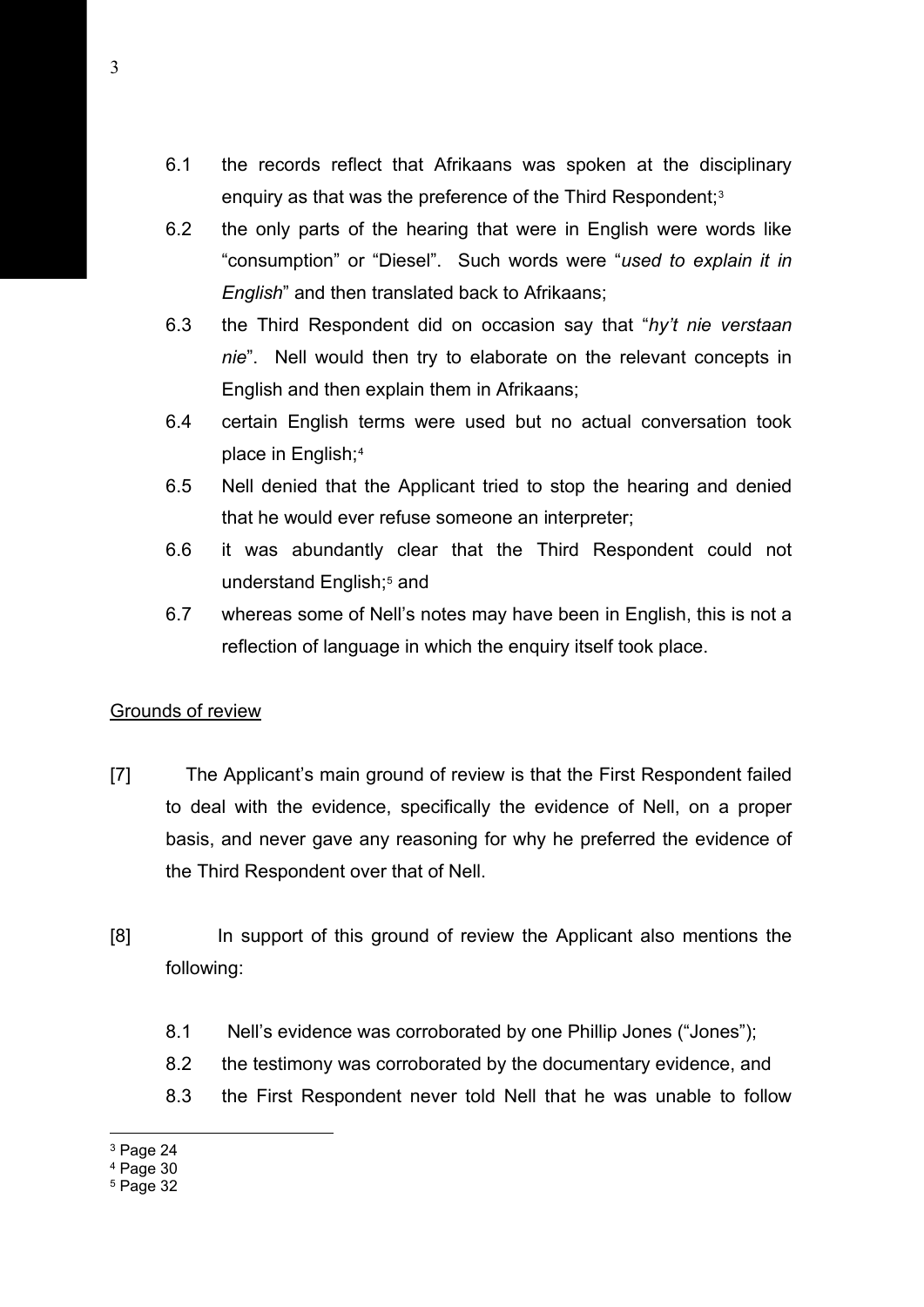6.1 the records reflect that Afrikaans was spoken at the disciplinary enquiry as that was the preference of the Third Respondent;[3]

6.2 the only parts of the hearing that were in English were words like "consumption" or "Diesel". Such words were "*used to explain it in English*" and then translated back to Afrikaans;

6.3 the Third Respondent did on occasion say that "*hy't nie verstaan nie*". Nell would then try to elaborate on the relevant concepts in English and then explain them in Afrikaans;

6.4 certain English terms were used but no actual conversation took place in English;[4]

6.5 Nell denied that the Applicant tried to stop the hearing and denied that he would ever refuse someone an interpreter;

6.6 it was abundantly clear that the Third Respondent could not understand English;[5] and

6.7 whereas some of Nell's notes may have been in English, this is not a reflection of language in which the enquiry itself took place.

<u>Grounds of review</u>

[7] The Applicant's main ground of review is that the First Respondent failed to deal with the evidence, specifically the evidence of Nell, on a proper basis, and never gave any reasoning for why he preferred the evidence of the Third Respondent over that of Nell.

[8] In support of this ground of review the Applicant also mentions the following:

8.1 Nell's evidence was corroborated by one Phillip Jones ("Jones");

8.2 the testimony was corroborated by the documentary evidence, and

8.3 the First Respondent never told Nell that he was unable to follow

---

[3] Page 24

[4] Page 30

[5] Page 32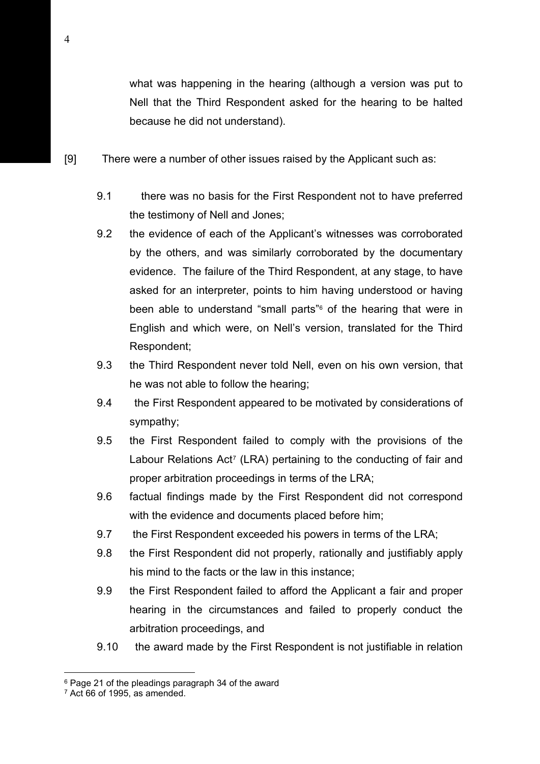what was happening in the hearing (although a version was put to Nell that the Third Respondent asked for the hearing to be halted because he did not understand).

[9] There were a number of other issues raised by the Applicant such as:

9.1 there was no basis for the First Respondent not to have preferred the testimony of Nell and Jones;

9.2 the evidence of each of the Applicant's witnesses was corroborated by the others, and was similarly corroborated by the documentary evidence. The failure of the Third Respondent, at any stage, to have asked for an interpreter, points to him having understood or having been able to understand "small parts"[6] of the hearing that were in English and which were, on Nell's version, translated for the Third Respondent;

9.3 the Third Respondent never told Nell, even on his own version, that he was not able to follow the hearing;

9.4 the First Respondent appeared to be motivated by considerations of sympathy;

9.5 the First Respondent failed to comply with the provisions of the Labour Relations Act[7] (LRA) pertaining to the conducting of fair and proper arbitration proceedings in terms of the LRA;

9.6 factual findings made by the First Respondent did not correspond with the evidence and documents placed before him;

9.7 the First Respondent exceeded his powers in terms of the LRA;

9.8 the First Respondent did not properly, rationally and justifiably apply his mind to the facts or the law in this instance;

9.9 the First Respondent failed to afford the Applicant a fair and proper hearing in the circumstances and failed to properly conduct the arbitration proceedings, and

9.10 the award made by the First Respondent is not justifiable in relation

---

[6] Page 21 of the pleadings paragraph 34 of the award

[7] Act 66 of 1995, as amended.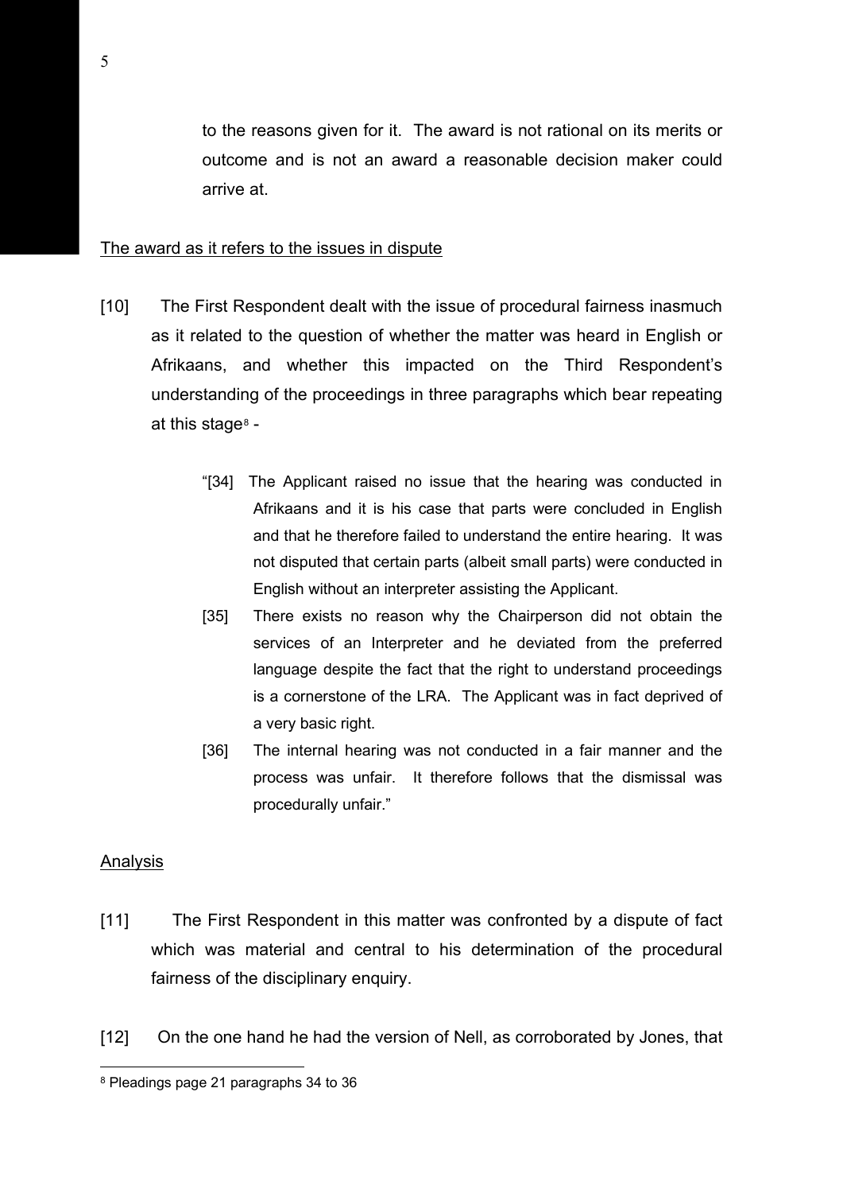to the reasons given for it. The award is not rational on its merits or outcome and is not an award a reasonable decision maker could arrive at.

<u>The award as it refers to the issues in dispute</u>

[10] The First Respondent dealt with the issue of procedural fairness inasmuch as it related to the question of whether the matter was heard in English or Afrikaans, and whether this impacted on the Third Respondent's understanding of the proceedings in three paragraphs which bear repeating at this stage[8] -

> "[34] The Applicant raised no issue that the hearing was conducted in Afrikaans and it is his case that parts were concluded in English and that he therefore failed to understand the entire hearing. It was not disputed that certain parts (albeit small parts) were conducted in English without an interpreter assisting the Applicant.
>
> [35] There exists no reason why the Chairperson did not obtain the services of an Interpreter and he deviated from the preferred language despite the fact that the right to understand proceedings is a cornerstone of the LRA. The Applicant was in fact deprived of a very basic right.
>
> [36] The internal hearing was not conducted in a fair manner and the process was unfair. It therefore follows that the dismissal was procedurally unfair."

<u>Analysis</u>

[11] The First Respondent in this matter was confronted by a dispute of fact which was material and central to his determination of the procedural fairness of the disciplinary enquiry.

[12] On the one hand he had the version of Nell, as corroborated by Jones, that

[8] Pleadings page 21 paragraphs 34 to 36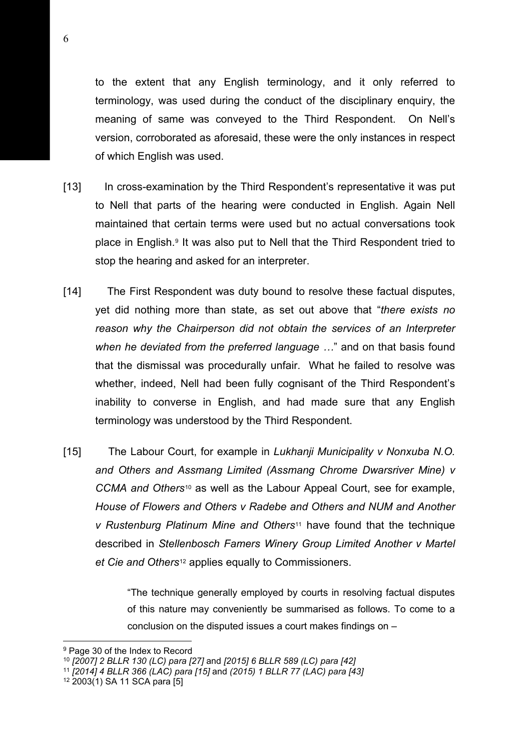to the extent that any English terminology, and it only referred to terminology, was used during the conduct of the disciplinary enquiry, the meaning of same was conveyed to the Third Respondent. On Nell's version, corroborated as aforesaid, these were the only instances in respect of which English was used.

[13] In cross-examination by the Third Respondent's representative it was put to Nell that parts of the hearing were conducted in English. Again Nell maintained that certain terms were used but no actual conversations took place in English.[9] It was also put to Nell that the Third Respondent tried to stop the hearing and asked for an interpreter.

[14] The First Respondent was duty bound to resolve these factual disputes, yet did nothing more than state, as set out above that "*there exists no reason why the Chairperson did not obtain the services of an Interpreter when he deviated from the preferred language …*" and on that basis found that the dismissal was procedurally unfair. What he failed to resolve was whether, indeed, Nell had been fully cognisant of the Third Respondent's inability to converse in English, and had made sure that any English terminology was understood by the Third Respondent.

[15] The Labour Court, for example in *Lukhanji Municipality v Nonxuba N.O. and Others and Assmang Limited (Assmang Chrome Dwarsriver Mine) v CCMA and Others*[10] as well as the Labour Appeal Court, see for example, *House of Flowers and Others v Radebe and Others and NUM and Another v Rustenburg Platinum Mine and Others*[11] have found that the technique described in *Stellenbosch Famers Winery Group Limited Another v Martel et Cie and Others*[12] applies equally to Commissioners.

> "The technique generally employed by courts in resolving factual disputes of this nature may conveniently be summarised as follows. To come to a conclusion on the disputed issues a court makes findings on –

---

[9] Page 30 of the Index to Record

[10] *[2007] 2 BLLR 130 (LC) para [27]* and *[2015] 6 BLLR 589 (LC) para [42]*

[11] *[2014] 4 BLLR 366 (LAC) para [15]* and *(2015) 1 BLLR 77 (LAC) para [43]*

[12] 2003(1) SA 11 SCA para [5]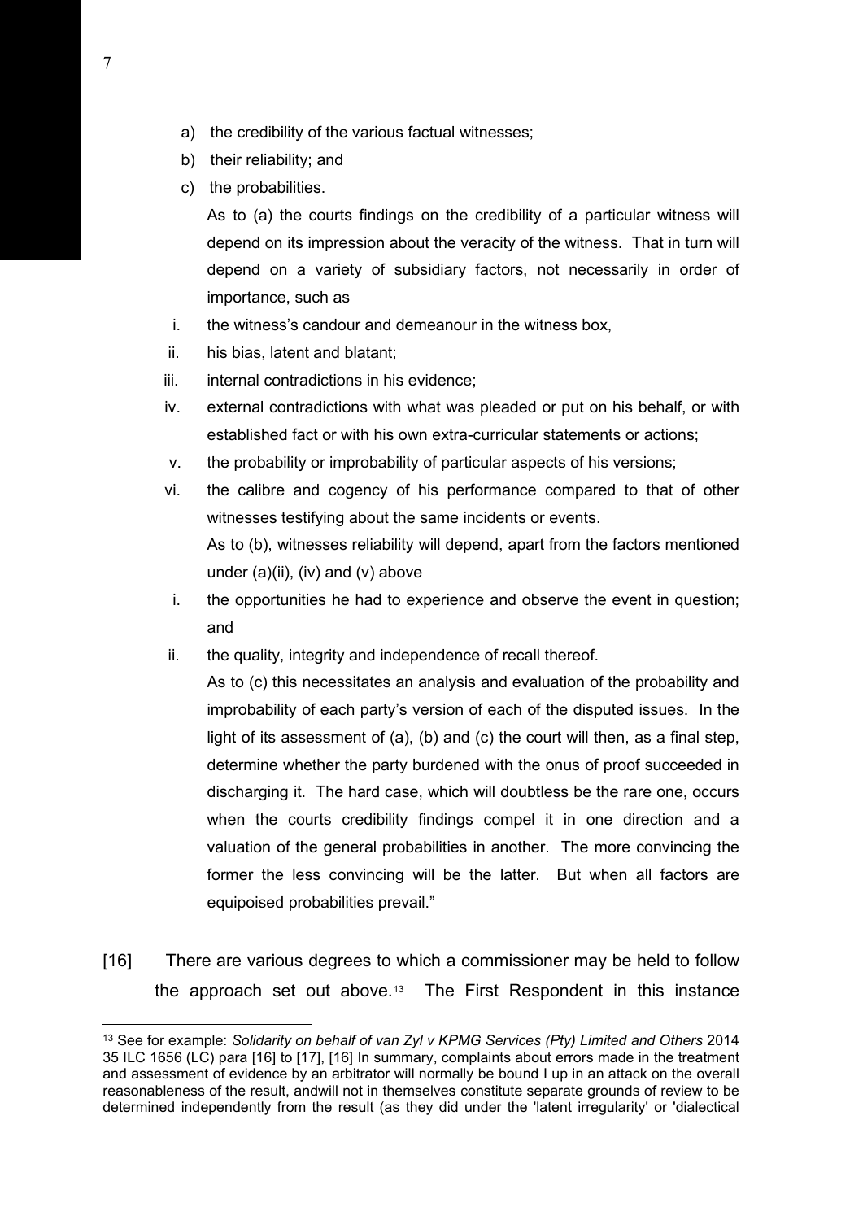a) the credibility of the various factual witnesses;
b) their reliability; and
c) the probabilities.

As to (a) the courts findings on the credibility of a particular witness will depend on its impression about the veracity of the witness. That in turn will depend on a variety of subsidiary factors, not necessarily in order of importance, such as

i. the witness's candour and demeanour in the witness box,
ii. his bias, latent and blatant;
iii. internal contradictions in his evidence;
iv. external contradictions with what was pleaded or put on his behalf, or with established fact or with his own extra-curricular statements or actions;
v. the probability or improbability of particular aspects of his versions;
vi. the calibre and cogency of his performance compared to that of other witnesses testifying about the same incidents or events.

As to (b), witnesses reliability will depend, apart from the factors mentioned under (a)(ii), (iv) and (v) above

i. the opportunities he had to experience and observe the event in question; and
ii. the quality, integrity and independence of recall thereof.

As to (c) this necessitates an analysis and evaluation of the probability and improbability of each party's version of each of the disputed issues. In the light of its assessment of (a), (b) and (c) the court will then, as a final step, determine whether the party burdened with the onus of proof succeeded in discharging it. The hard case, which will doubtless be the rare one, occurs when the courts credibility findings compel it in one direction and a valuation of the general probabilities in another. The more convincing the former the less convincing will be the latter. But when all factors are equipoised probabilities prevail."

[16] There are various degrees to which a commissioner may be held to follow the approach set out above.[13] The First Respondent in this instance

---

[13] See for example: *Solidarity on behalf of van Zyl v KPMG Services (Pty) Limited and Others* 2014 35 ILC 1656 (LC) para [16] to [17], [16] In summary, complaints about errors made in the treatment and assessment of evidence by an arbitrator will normally be bound I up in an attack on the overall reasonableness of the result, andwill not in themselves constitute separate grounds of review to be determined independently from the result (as they did under the 'latent irregularity' or 'dialectical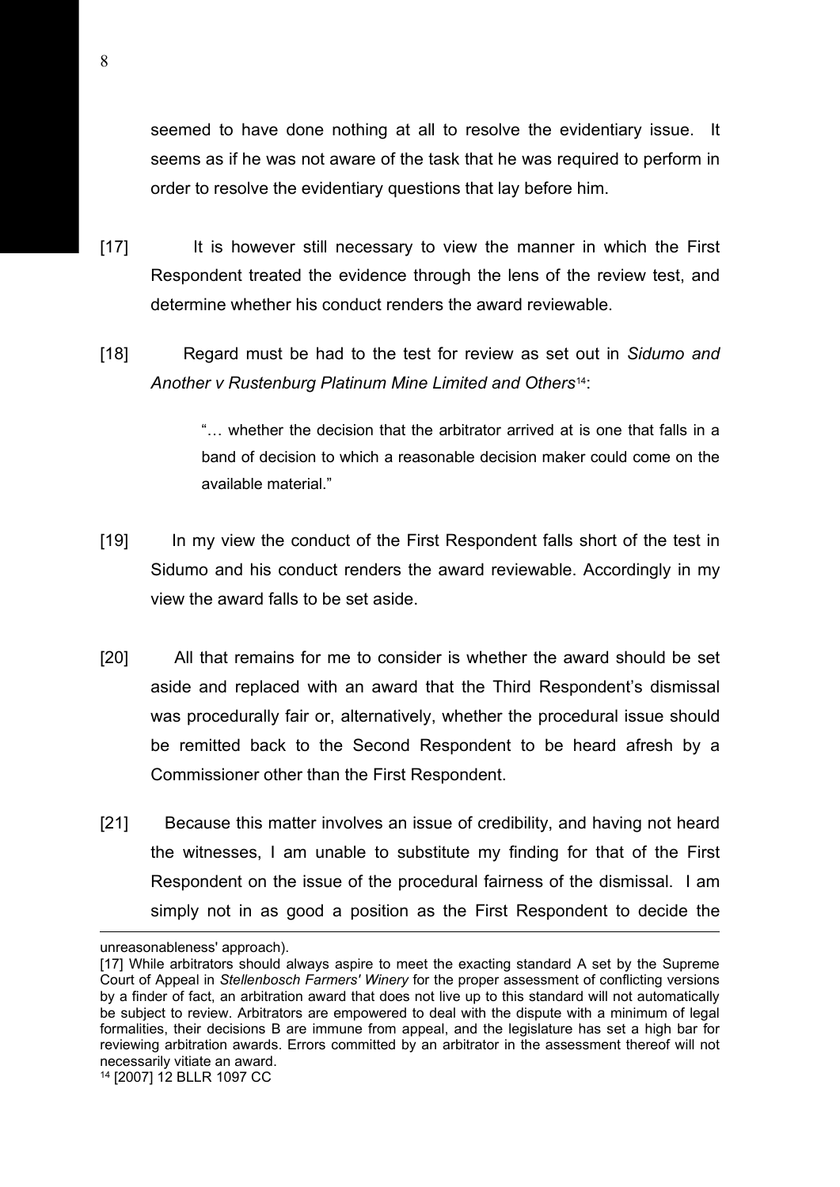seemed to have done nothing at all to resolve the evidentiary issue. It seems as if he was not aware of the task that he was required to perform in order to resolve the evidentiary questions that lay before him.

[17] It is however still necessary to view the manner in which the First Respondent treated the evidence through the lens of the review test, and determine whether his conduct renders the award reviewable.

[18] Regard must be had to the test for review as set out in *Sidumo and Another v Rustenburg Platinum Mine Limited and Others*[14]:

> "… whether the decision that the arbitrator arrived at is one that falls in a band of decision to which a reasonable decision maker could come on the available material."

[19] In my view the conduct of the First Respondent falls short of the test in Sidumo and his conduct renders the award reviewable. Accordingly in my view the award falls to be set aside.

[20] All that remains for me to consider is whether the award should be set aside and replaced with an award that the Third Respondent's dismissal was procedurally fair or, alternatively, whether the procedural issue should be remitted back to the Second Respondent to be heard afresh by a Commissioner other than the First Respondent.

[21] Because this matter involves an issue of credibility, and having not heard the witnesses, I am unable to substitute my finding for that of the First Respondent on the issue of the procedural fairness of the dismissal. I am simply not in as good a position as the First Respondent to decide the

---

unreasonableness' approach).

[17] While arbitrators should always aspire to meet the exacting standard A set by the Supreme Court of Appeal in *Stellenbosch Farmers' Winery* for the proper assessment of conflicting versions by a finder of fact, an arbitration award that does not live up to this standard will not automatically be subject to review. Arbitrators are empowered to deal with the dispute with a minimum of legal formalities, their decisions B are immune from appeal, and the legislature has set a high bar for reviewing arbitration awards. Errors committed by an arbitrator in the assessment thereof will not necessarily vitiate an award.

[14] [2007] 12 BLLR 1097 CC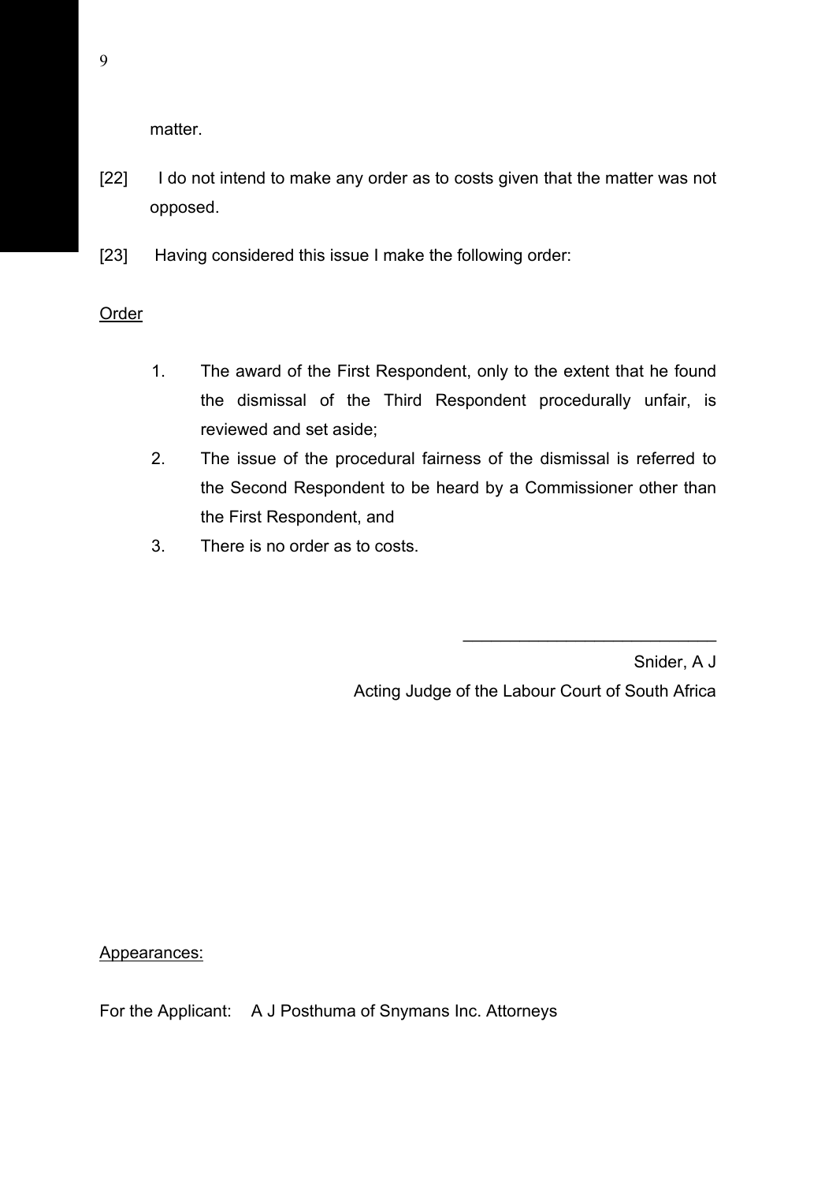matter.

[22] I do not intend to make any order as to costs given that the matter was not opposed.

[23] Having considered this issue I make the following order:

<u>Order</u>

1. The award of the First Respondent, only to the extent that he found the dismissal of the Third Respondent procedurally unfair, is reviewed and set aside;
2. The issue of the procedural fairness of the dismissal is referred to the Second Respondent to be heard by a Commissioner other than the First Respondent, and
3. There is no order as to costs.

\_\_\_\_\_\_\_\_\_\_\_\_\_\_\_\_\_\_\_\_\_\_\_\_\_\_\_\_

Snider, A J

Acting Judge of the Labour Court of South Africa

<u>Appearances:</u>

For the Applicant: A J Posthuma of Snymans Inc. Attorneys